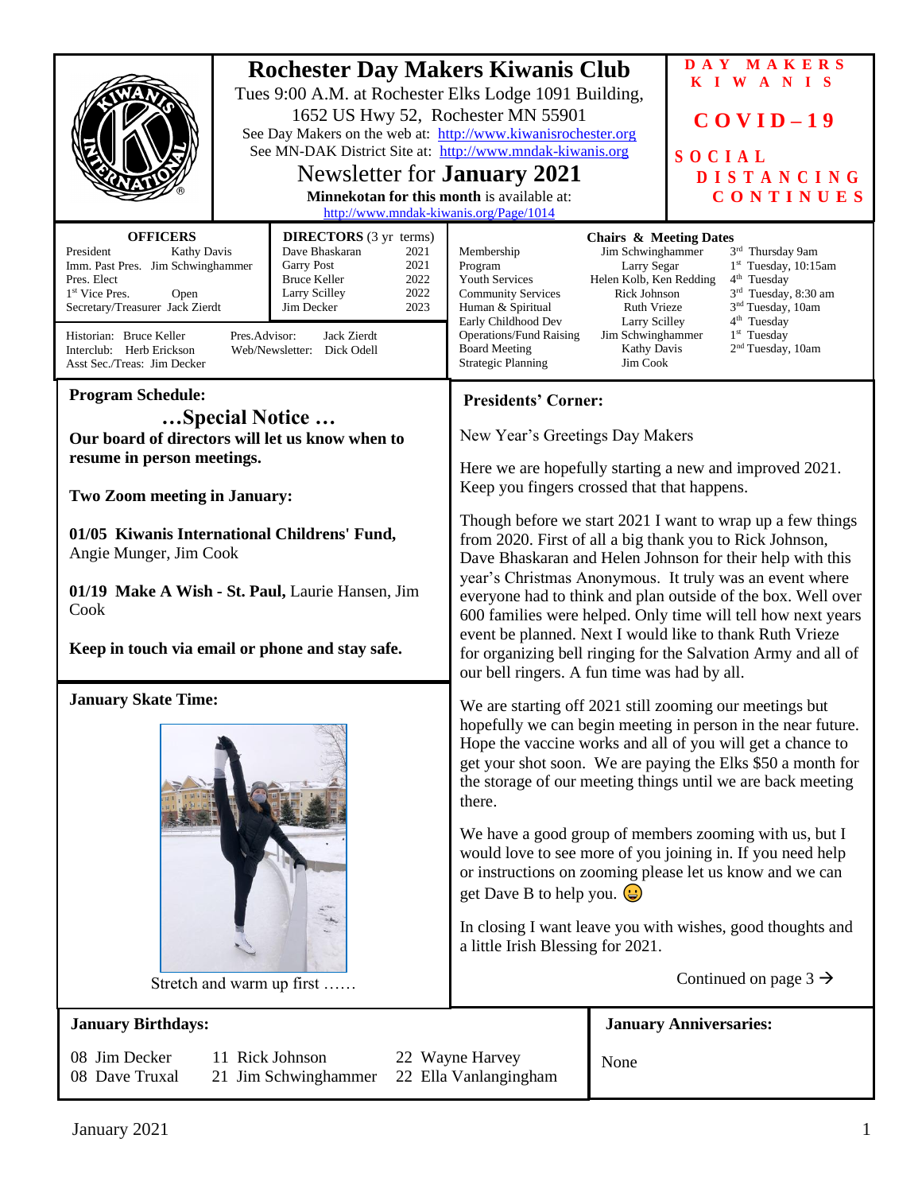# Rochester Day Makers Kiwanis Club

Tues 9:00 A.M. at Rochester Elks Lodge 1091 Building, 1652 US Hwy 52, Rochester MN 55901

See Day Makers on the web at: http://www.kiwanisrochester.org

See MN-DAK District Site at: http://www.mndak-kiwanis.org

## Newsletter for **January 2021**

**Minnekotan for this month** is available at: http://www.mndak-kiwanis.org/Page/1014

**DAY MAKERS KIWANIS**

**COVID–19**

**SOCIAL DISTANCING CONTINUES**

| OFFICERS | |
|---|---|
| President | Kathy Davis |
| Imm. Past Pres. | Jim Schwinghammer |
| Pres. Elect | |
| 1st Vice Pres. | Open |
| Secretary/Treasurer | Jack Zierdt |

| DIRECTORS (3 yr terms) | |
|---|---|
| Dave Bhaskaran | 2021 |
| Garry Post | 2021 |
| Bruce Keller | 2022 |
| Larry Scilley | 2022 |
| Jim Decker | 2023 |

Historian: Bruce Keller
Interclub: Herb Erickson
Asst Sec./Treas: Jim Decker
Pres.Advisor: Jack Zierdt
Web/Newsletter: Dick Odell

| Chairs & Meeting Dates | | |
|---|---|---|
| Membership | Jim Schwinghammer | 3rd Thursday 9am |
| Program | Larry Segar | 1st Tuesday, 10:15am |
| Youth Services | Helen Kolb, Ken Redding | 4th Tuesday |
| Community Services | Rick Johnson | 3rd Tuesday, 8:30 am |
| Human & Spiritual | Ruth Vrieze | 3nd Tuesday, 10am |
| Early Childhood Dev | Larry Scilley | 4th Tuesday |
| Operations/Fund Raising | Jim Schwinghammer | 1st Tuesday |
| Board Meeting | Kathy Davis | 2nd Tuesday, 10am |
| Strategic Planning | Jim Cook | |

## Program Schedule:

### …Special Notice …

**Our board of directors will let us know when to resume in person meetings.**

**Two Zoom meeting in January:**

**01/05 Kiwanis International Childrens' Fund,** Angie Munger, Jim Cook

**01/19 Make A Wish - St. Paul,** Laurie Hansen, Jim Cook

**Keep in touch via email or phone and stay safe.**

## January Skate Time:

Stretch and warm up first ……

## Presidents' Corner:

New Year's Greetings Day Makers

Here we are hopefully starting a new and improved 2021. Keep you fingers crossed that that happens.

Though before we start 2021 I want to wrap up a few things from 2020. First of all a big thank you to Rick Johnson, Dave Bhaskaran and Helen Johnson for their help with this year's Christmas Anonymous. It truly was an event where everyone had to think and plan outside of the box. Well over 600 families were helped. Only time will tell how next years event be planned. Next I would like to thank Ruth Vrieze for organizing bell ringing for the Salvation Army and all of our bell ringers. A fun time was had by all.

We are starting off 2021 still zooming our meetings but hopefully we can begin meeting in person in the near future. Hope the vaccine works and all of you will get a chance to get your shot soon. We are paying the Elks $50 a month for the storage of our meeting things until we are back meeting there.

We have a good group of members zooming with us, but I would love to see more of you joining in. If you need help or instructions on zooming please let us know and we can get Dave B to help you. 😀

In closing I want leave you with wishes, good thoughts and a little Irish Blessing for 2021.

Continued on page 3 →

## January Birthdays:

08 Jim Decker
08 Dave Truxal
11 Rick Johnson
21 Jim Schwinghammer
22 Wayne Harvey
22 Ella Vanlangingham

## January Anniversaries:

None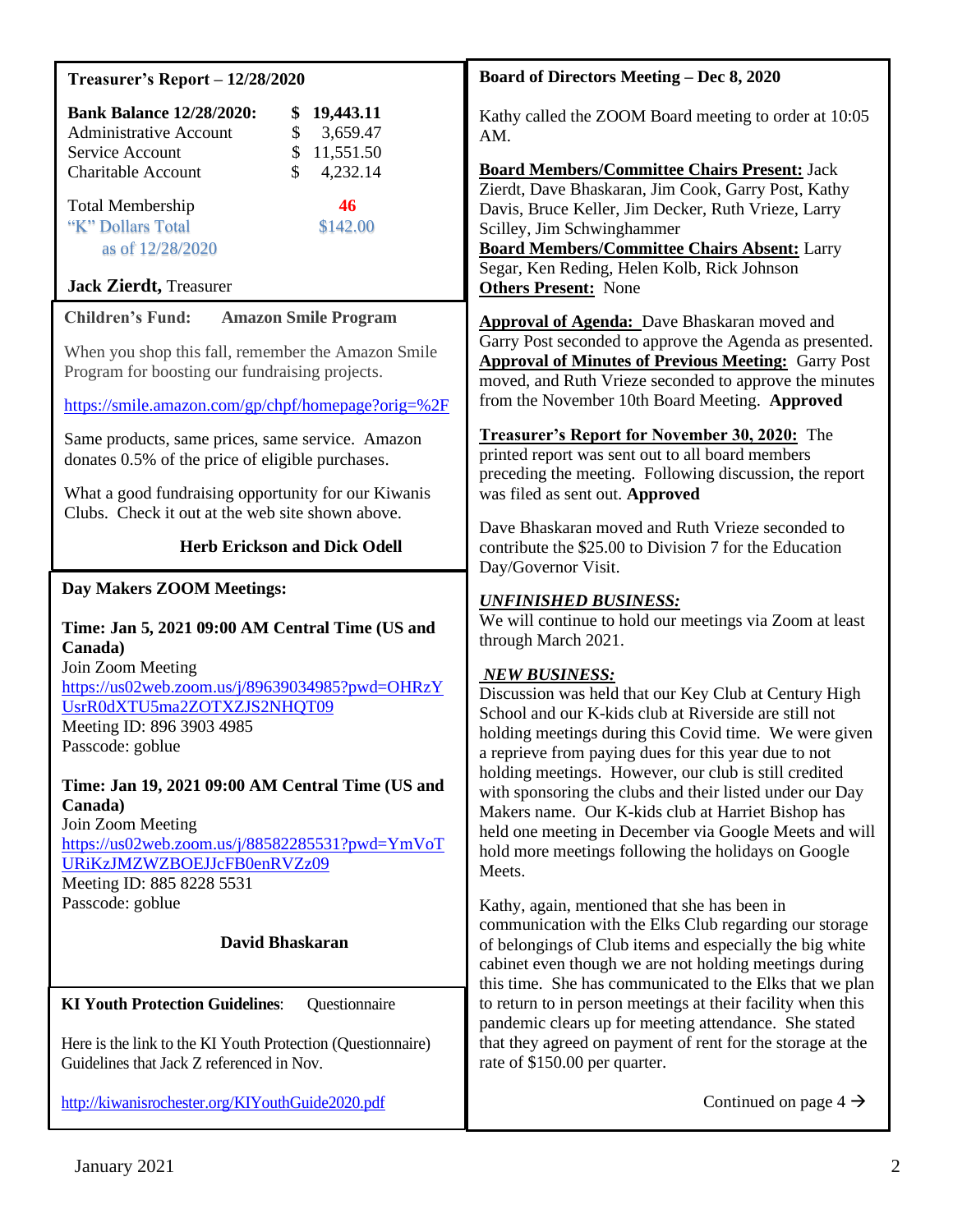## Treasurer's Report – 12/28/2020

| | |
|---|---|
| **Bank Balance 12/28/2020:** | **$ 19,443.11** |
| Administrative Account | $ 3,659.47 |
| Service Account | $ 11,551.50 |
| Charitable Account | $ 4,232.14 |
| Total Membership | **46** |
| "K" Dollars Total as of 12/28/2020 | $142.00 |

**Jack Zierdt,** Treasurer

## Children's Fund: Amazon Smile Program

When you shop this fall, remember the Amazon Smile Program for boosting our fundraising projects.

https://smile.amazon.com/gp/chpf/homepage?orig=%2F

Same products, same prices, same service. Amazon donates 0.5% of the price of eligible purchases.

What a good fundraising opportunity for our Kiwanis Clubs. Check it out at the web site shown above.

**Herb Erickson and Dick Odell**

## Day Makers ZOOM Meetings:

**Time: Jan 5, 2021 09:00 AM Central Time (US and Canada)**
Join Zoom Meeting
https://us02web.zoom.us/j/89639034985?pwd=OHRzYUsrR0dXTU5ma2ZOTXZJS2NHQT09
Meeting ID: 896 3903 4985
Passcode: goblue

**Time: Jan 19, 2021 09:00 AM Central Time (US and Canada)**
Join Zoom Meeting
https://us02web.zoom.us/j/88582285531?pwd=YmVoTURiKzJMZWZBOEJJcFB0enRVZz09
Meeting ID: 885 8228 5531
Passcode: goblue

**David Bhaskaran**

## KI Youth Protection Guidelines: Questionnaire

Here is the link to the KI Youth Protection (Questionnaire) Guidelines that Jack Z referenced in Nov.

http://kiwanisrochester.org/KIYouthGuide2020.pdf

## Board of Directors Meeting – Dec 8, 2020

Kathy called the ZOOM Board meeting to order at 10:05 AM.

**Board Members/Committee Chairs Present:** Jack Zierdt, Dave Bhaskaran, Jim Cook, Garry Post, Kathy Davis, Bruce Keller, Jim Decker, Ruth Vrieze, Larry Scilley, Jim Schwinghammer
**Board Members/Committee Chairs Absent:** Larry Segar, Ken Reding, Helen Kolb, Rick Johnson
**Others Present:** None

**Approval of Agenda:** Dave Bhaskaran moved and Garry Post seconded to approve the Agenda as presented.
**Approval of Minutes of Previous Meeting:** Garry Post moved, and Ruth Vrieze seconded to approve the minutes from the November 10th Board Meeting. **Approved**

**Treasurer's Report for November 30, 2020:** The printed report was sent out to all board members preceding the meeting. Following discussion, the report was filed as sent out. **Approved**

Dave Bhaskaran moved and Ruth Vrieze seconded to contribute the $25.00 to Division 7 for the Education Day/Governor Visit.

***UNFINISHED BUSINESS:***
We will continue to hold our meetings via Zoom at least through March 2021.

***NEW BUSINESS:***
Discussion was held that our Key Club at Century High School and our K-kids club at Riverside are still not holding meetings during this Covid time. We were given a reprieve from paying dues for this year due to not holding meetings. However, our club is still credited with sponsoring the clubs and their listed under our Day Makers name. Our K-kids club at Harriet Bishop has held one meeting in December via Google Meets and will hold more meetings following the holidays on Google Meets.

Kathy, again, mentioned that she has been in communication with the Elks Club regarding our storage of belongings of Club items and especially the big white cabinet even though we are not holding meetings during this time. She has communicated to the Elks that we plan to return to in person meetings at their facility when this pandemic clears up for meeting attendance. She stated that they agreed on payment of rent for the storage at the rate of $150.00 per quarter.

Continued on page 4 →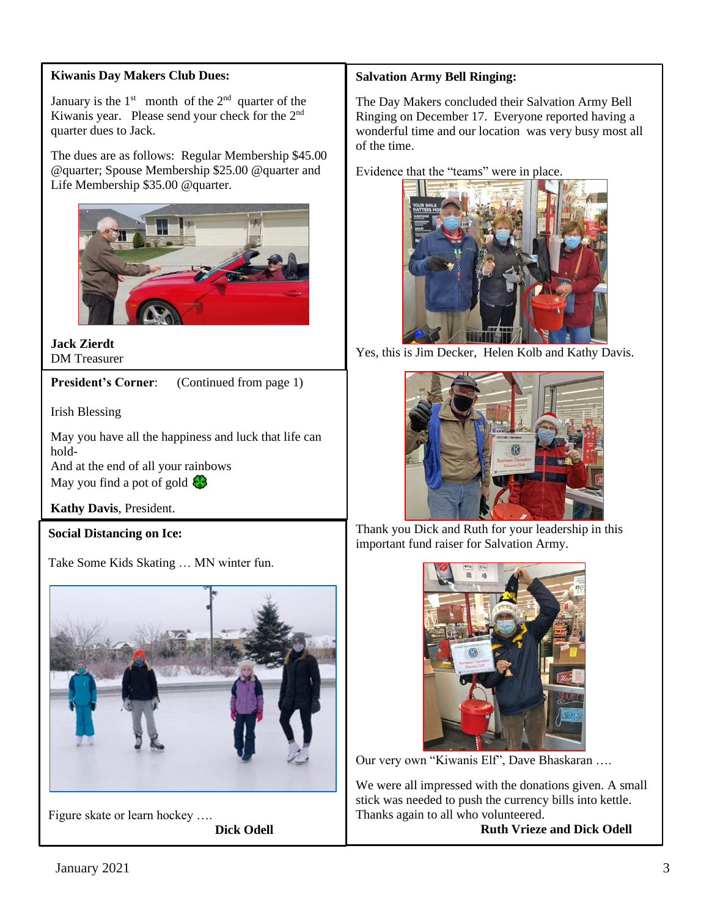**Kiwanis Day Makers Club Dues:**

January is the 1st month of the 2nd quarter of the Kiwanis year. Please send your check for the 2nd quarter dues to Jack.

The dues are as follows: Regular Membership $45.00 @quarter; Spouse Membership $25.00 @quarter and Life Membership $35.00 @quarter.

**Jack Zierdt**
DM Treasurer

**President's Corner**: (Continued from page 1)

Irish Blessing

May you have all the happiness and luck that life can hold-
And at the end of all your rainbows
May you find a pot of gold 🍀

**Kathy Davis**, President.

**Social Distancing on Ice:**

Take Some Kids Skating … MN winter fun.

Figure skate or learn hockey ….

**Dick Odell**

**Salvation Army Bell Ringing:**

The Day Makers concluded their Salvation Army Bell Ringing on December 17. Everyone reported having a wonderful time and our location was very busy most all of the time.

Evidence that the "teams" were in place.

Yes, this is Jim Decker, Helen Kolb and Kathy Davis.

Thank you Dick and Ruth for your leadership in this important fund raiser for Salvation Army.

Our very own "Kiwanis Elf", Dave Bhaskaran ….

We were all impressed with the donations given. A small stick was needed to push the currency bills into kettle. Thanks again to all who volunteered.

**Ruth Vrieze and Dick Odell**

January 2021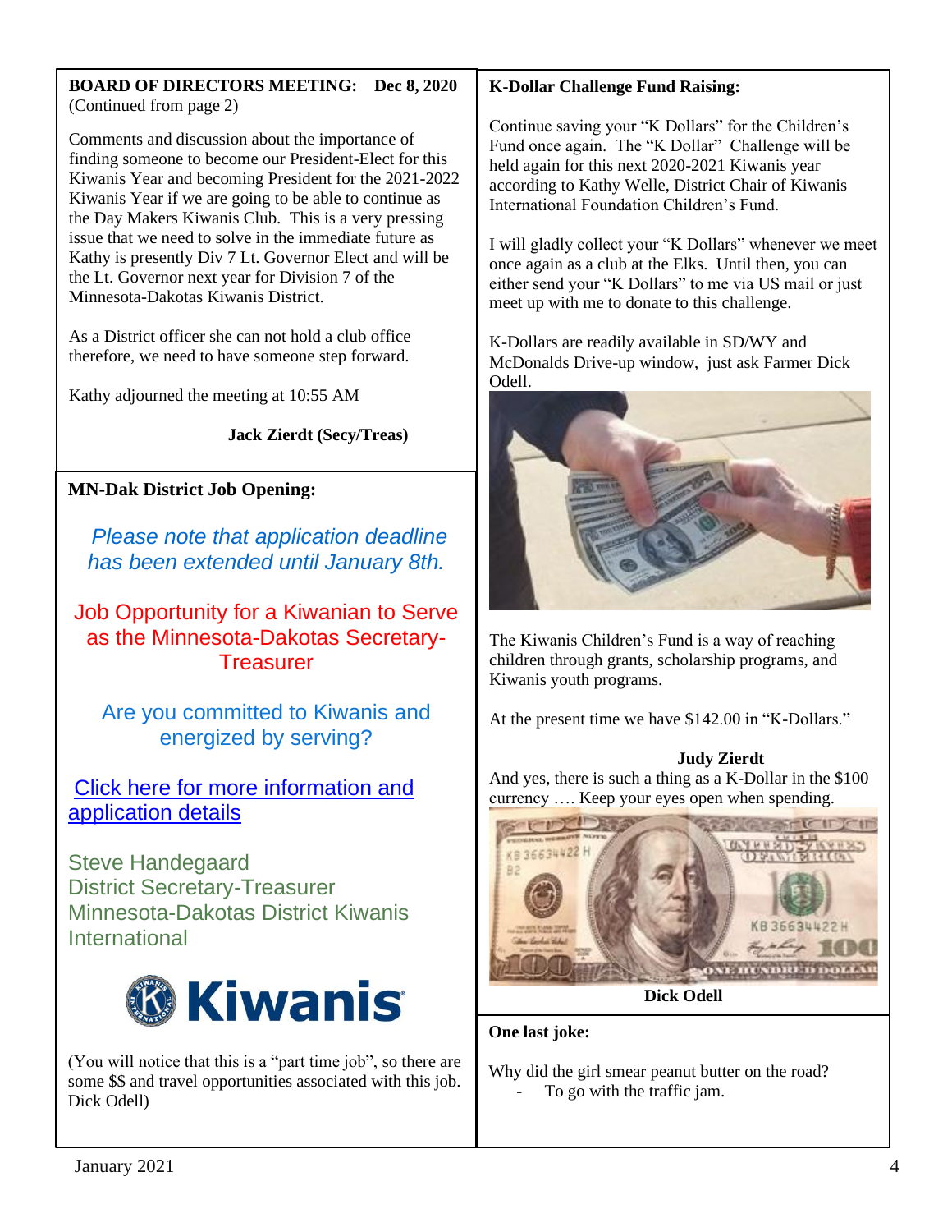## BOARD OF DIRECTORS MEETING: Dec 8, 2020

(Continued from page 2)

Comments and discussion about the importance of finding someone to become our President-Elect for this Kiwanis Year and becoming President for the 2021-2022 Kiwanis Year if we are going to be able to continue as the Day Makers Kiwanis Club. This is a very pressing issue that we need to solve in the immediate future as Kathy is presently Div 7 Lt. Governor Elect and will be the Lt. Governor next year for Division 7 of the Minnesota-Dakotas Kiwanis District.

As a District officer she can not hold a club office therefore, we need to have someone step forward.

Kathy adjourned the meeting at 10:55 AM

**Jack Zierdt (Secy/Treas)**

## MN-Dak District Job Opening:

*Please note that application deadline has been extended until January 8th.*

Job Opportunity for a Kiwanian to Serve as the Minnesota-Dakotas Secretary-Treasurer

Are you committed to Kiwanis and energized by serving?

Click here for more information and application details

Steve Handegaard
District Secretary-Treasurer
Minnesota-Dakotas District Kiwanis International

Kiwanis

(You will notice that this is a "part time job", so there are some $$ and travel opportunities associated with this job. Dick Odell)

## K-Dollar Challenge Fund Raising:

Continue saving your "K Dollars" for the Children's Fund once again. The "K Dollar" Challenge will be held again for this next 2020-2021 Kiwanis year according to Kathy Welle, District Chair of Kiwanis International Foundation Children's Fund.

I will gladly collect your "K Dollars" whenever we meet once again as a club at the Elks. Until then, you can either send your "K Dollars" to me via US mail or just meet up with me to donate to this challenge.

K-Dollars are readily available in SD/WY and McDonalds Drive-up window, just ask Farmer Dick Odell.

The Kiwanis Children's Fund is a way of reaching children through grants, scholarship programs, and Kiwanis youth programs.

At the present time we have $142.00 in "K-Dollars."

**Judy Zierdt**

And yes, there is such a thing as a K-Dollar in the $100 currency …. Keep your eyes open when spending.

**Dick Odell**

## One last joke:

Why did the girl smear peanut butter on the road?

- To go with the traffic jam.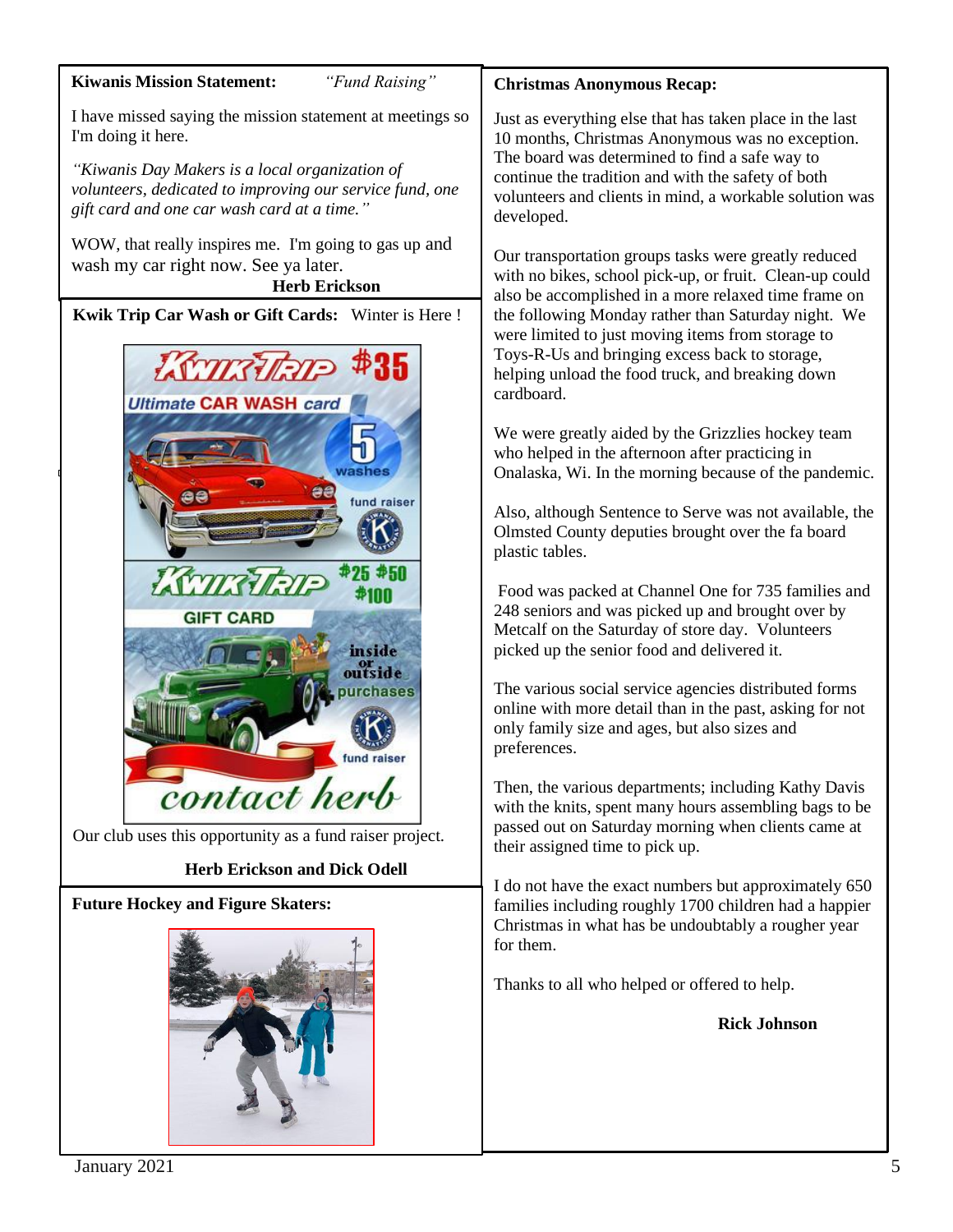**Kiwanis Mission Statement:** *"Fund Raising"*

I have missed saying the mission statement at meetings so I'm doing it here.

*"Kiwanis Day Makers is a local organization of volunteers, dedicated to improving our service fund, one gift card and one car wash card at a time."*

WOW, that really inspires me. I'm going to gas up and wash my car right now. See ya later.

**Herb Erickson**

**Kwik Trip Car Wash or Gift Cards:** Winter is Here !

Our club uses this opportunity as a fund raiser project.

**Herb Erickson and Dick Odell**

**Future Hockey and Figure Skaters:**

**Christmas Anonymous Recap:**

Just as everything else that has taken place in the last 10 months, Christmas Anonymous was no exception. The board was determined to find a safe way to continue the tradition and with the safety of both volunteers and clients in mind, a workable solution was developed.

Our transportation groups tasks were greatly reduced with no bikes, school pick-up, or fruit. Clean-up could also be accomplished in a more relaxed time frame on the following Monday rather than Saturday night. We were limited to just moving items from storage to Toys-R-Us and bringing excess back to storage, helping unload the food truck, and breaking down cardboard.

We were greatly aided by the Grizzlies hockey team who helped in the afternoon after practicing in Onalaska, Wi. In the morning because of the pandemic.

Also, although Sentence to Serve was not available, the Olmsted County deputies brought over the fa board plastic tables.

Food was packed at Channel One for 735 families and 248 seniors and was picked up and brought over by Metcalf on the Saturday of store day. Volunteers picked up the senior food and delivered it.

The various social service agencies distributed forms online with more detail than in the past, asking for not only family size and ages, but also sizes and preferences.

Then, the various departments; including Kathy Davis with the knits, spent many hours assembling bags to be passed out on Saturday morning when clients came at their assigned time to pick up.

I do not have the exact numbers but approximately 650 families including roughly 1700 children had a happier Christmas in what has be undoubtably a rougher year for them.

Thanks to all who helped or offered to help.

**Rick Johnson**